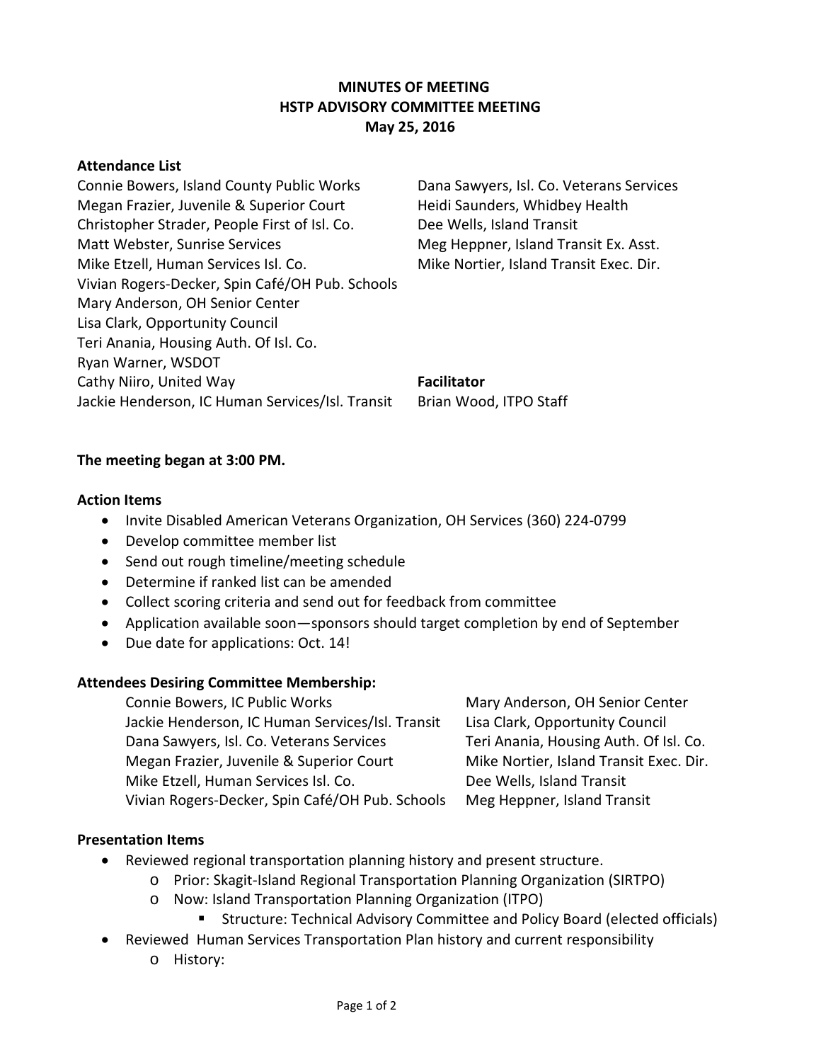# MINUTES OF MEETING
# HSTP ADVISORY COMMITTEE MEETING
# May 25, 2016

**Attendance List**

Connie Bowers, Island County Public Works
Megan Frazier, Juvenile & Superior Court
Christopher Strader, People First of Isl. Co.
Matt Webster, Sunrise Services
Mike Etzell, Human Services Isl. Co.
Vivian Rogers-Decker, Spin Café/OH Pub. Schools
Mary Anderson, OH Senior Center
Lisa Clark, Opportunity Council
Teri Anania, Housing Auth. Of Isl. Co.
Ryan Warner, WSDOT
Cathy Niiro, United Way
Jackie Henderson, IC Human Services/Isl. Transit
Dana Sawyers, Isl. Co. Veterans Services
Heidi Saunders, Whidbey Health
Dee Wells, Island Transit
Meg Heppner, Island Transit Ex. Asst.
Mike Nortier, Island Transit Exec. Dir.

**Facilitator**

Brian Wood, ITPO Staff

**The meeting began at 3:00 PM.**

**Action Items**

- Invite Disabled American Veterans Organization, OH Services (360) 224-0799
- Develop committee member list
- Send out rough timeline/meeting schedule
- Determine if ranked list can be amended
- Collect scoring criteria and send out for feedback from committee
- Application available soon—sponsors should target completion by end of September
- Due date for applications: Oct. 14!

**Attendees Desiring Committee Membership:**

Connie Bowers, IC Public Works
Jackie Henderson, IC Human Services/Isl. Transit
Dana Sawyers, Isl. Co. Veterans Services
Megan Frazier, Juvenile & Superior Court
Mike Etzell, Human Services Isl. Co.
Vivian Rogers-Decker, Spin Café/OH Pub. Schools
Mary Anderson, OH Senior Center
Lisa Clark, Opportunity Council
Teri Anania, Housing Auth. Of Isl. Co.
Mike Nortier, Island Transit Exec. Dir.
Dee Wells, Island Transit
Meg Heppner, Island Transit

**Presentation Items**

- Reviewed regional transportation planning history and present structure.
  - Prior: Skagit-Island Regional Transportation Planning Organization (SIRTPO)
  - Now: Island Transportation Planning Organization (ITPO)
    - Structure: Technical Advisory Committee and Policy Board (elected officials)
- Reviewed Human Services Transportation Plan history and current responsibility
  - History: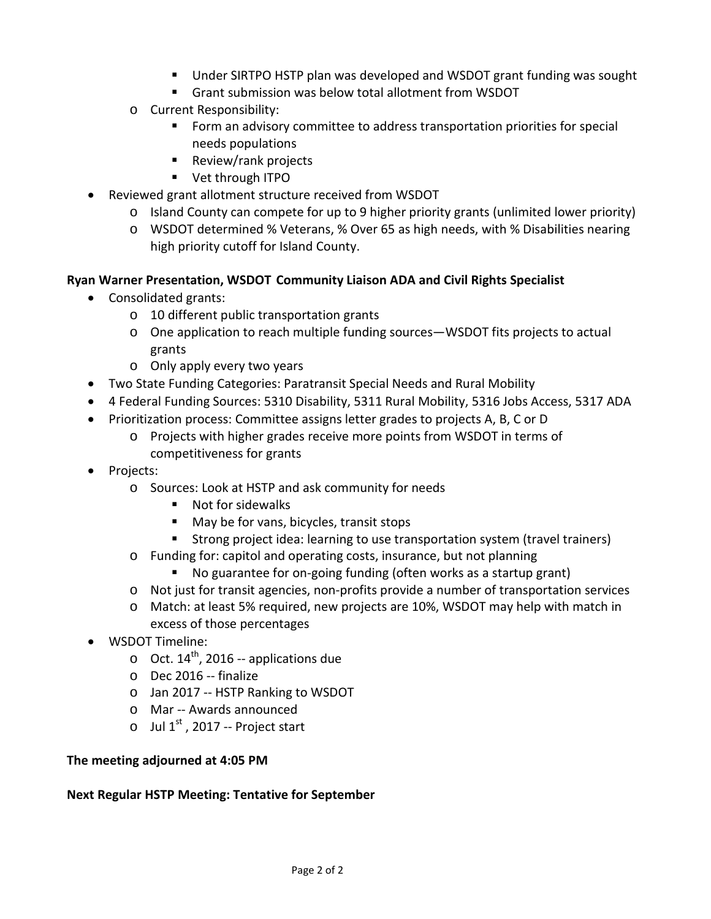- Under SIRTPO HSTP plan was developed and WSDOT grant funding was sought
    - Grant submission was below total allotment from WSDOT
  - Current Responsibility:
    - Form an advisory committee to address transportation priorities for special needs populations
    - Review/rank projects
    - Vet through ITPO
- Reviewed grant allotment structure received from WSDOT
  - Island County can compete for up to 9 higher priority grants (unlimited lower priority)
  - WSDOT determined % Veterans, % Over 65 as high needs, with % Disabilities nearing high priority cutoff for Island County.

**Ryan Warner Presentation, WSDOT Community Liaison ADA and Civil Rights Specialist**

- Consolidated grants:
  - 10 different public transportation grants
  - One application to reach multiple funding sources—WSDOT fits projects to actual grants
  - Only apply every two years
- Two State Funding Categories: Paratransit Special Needs and Rural Mobility
- 4 Federal Funding Sources: 5310 Disability, 5311 Rural Mobility, 5316 Jobs Access, 5317 ADA
- Prioritization process: Committee assigns letter grades to projects A, B, C or D
  - Projects with higher grades receive more points from WSDOT in terms of competitiveness for grants
- Projects:
  - Sources: Look at HSTP and ask community for needs
    - Not for sidewalks
    - May be for vans, bicycles, transit stops
    - Strong project idea: learning to use transportation system (travel trainers)
  - Funding for: capitol and operating costs, insurance, but not planning
    - No guarantee for on-going funding (often works as a startup grant)
  - Not just for transit agencies, non-profits provide a number of transportation services
  - Match: at least 5% required, new projects are 10%, WSDOT may help with match in excess of those percentages
- WSDOT Timeline:
  - Oct. 14th, 2016 -- applications due
  - Dec 2016 -- finalize
  - Jan 2017 -- HSTP Ranking to WSDOT
  - Mar -- Awards announced
  - Jul 1st , 2017 -- Project start

**The meeting adjourned at 4:05 PM**

**Next Regular HSTP Meeting: Tentative for September**